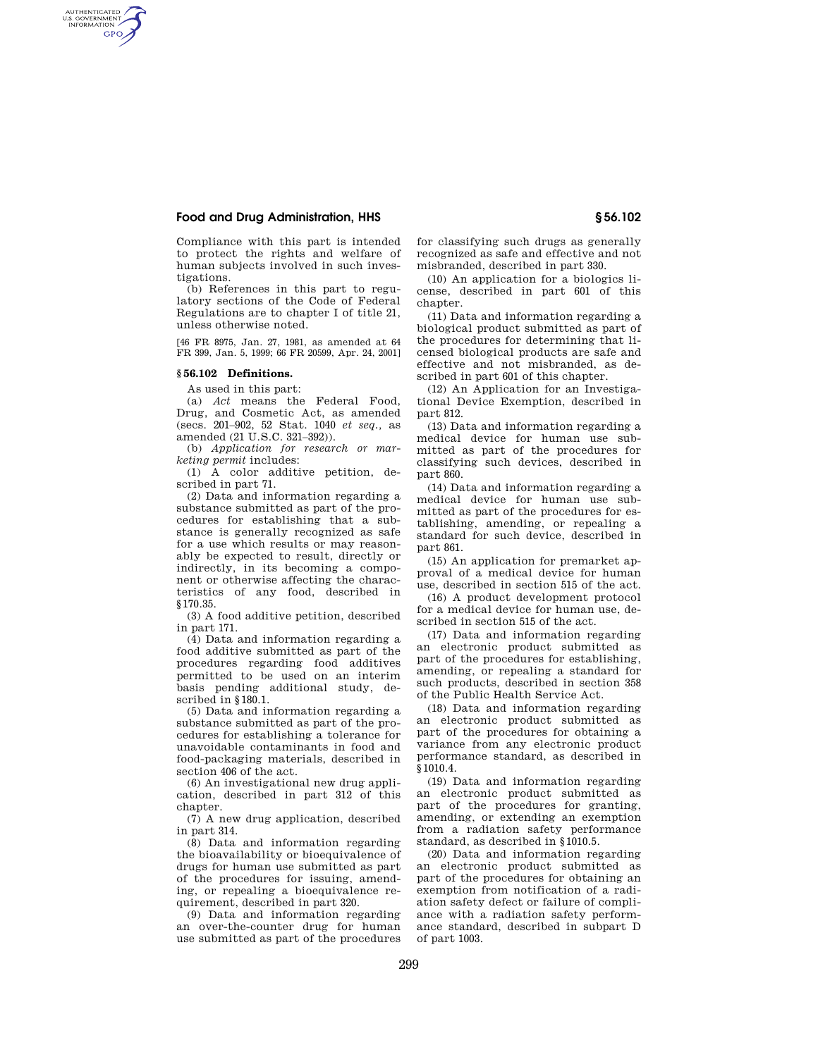Compliance with this part is intended to protect the rights and welfare of human subjects involved in such investigations.

(b) References in this part to regulatory sections of the Code of Federal Regulations are to chapter I of title 21, unless otherwise noted.

[46 FR 8975, Jan. 27, 1981, as amended at 64 FR 399, Jan. 5, 1999; 66 FR 20599, Apr. 24, 2001]

### § 56.102 Definitions.

As used in this part:

(a) *Act* means the Federal Food, Drug, and Cosmetic Act, as amended (secs. 201–902, 52 Stat. 1040 *et seq.*, as amended (21 U.S.C. 321–392)).

(b) *Application for research or marketing permit* includes:

(1) A color additive petition, described in part 71.

(2) Data and information regarding a substance submitted as part of the procedures for establishing that a substance is generally recognized as safe for a use which results or may reasonably be expected to result, directly or indirectly, in its becoming a component or otherwise affecting the characteristics of any food, described in §170.35.

(3) A food additive petition, described in part 171.

(4) Data and information regarding a food additive submitted as part of the procedures regarding food additives permitted to be used on an interim basis pending additional study, described in §180.1.

(5) Data and information regarding a substance submitted as part of the procedures for establishing a tolerance for unavoidable contaminants in food and food-packaging materials, described in section 406 of the act.

(6) An investigational new drug application, described in part 312 of this chapter.

(7) A new drug application, described in part 314.

(8) Data and information regarding the bioavailability or bioequivalence of drugs for human use submitted as part of the procedures for issuing, amending, or repealing a bioequivalence requirement, described in part 320.

(9) Data and information regarding an over-the-counter drug for human use submitted as part of the procedures for classifying such drugs as generally recognized as safe and effective and not misbranded, described in part 330.

(10) An application for a biologics license, described in part 601 of this chapter.

(11) Data and information regarding a biological product submitted as part of the procedures for determining that licensed biological products are safe and effective and not misbranded, as described in part 601 of this chapter.

(12) An Application for an Investigational Device Exemption, described in part 812.

(13) Data and information regarding a medical device for human use submitted as part of the procedures for classifying such devices, described in part 860.

(14) Data and information regarding a medical device for human use submitted as part of the procedures for establishing, amending, or repealing a standard for such device, described in part 861.

(15) An application for premarket approval of a medical device for human use, described in section 515 of the act.

(16) A product development protocol for a medical device for human use, described in section 515 of the act.

(17) Data and information regarding an electronic product submitted as part of the procedures for establishing, amending, or repealing a standard for such products, described in section 358 of the Public Health Service Act.

(18) Data and information regarding an electronic product submitted as part of the procedures for obtaining a variance from any electronic product performance standard, as described in §1010.4.

(19) Data and information regarding an electronic product submitted as part of the procedures for granting, amending, or extending an exemption from a radiation safety performance standard, as described in §1010.5.

(20) Data and information regarding an electronic product submitted as part of the procedures for obtaining an exemption from notification of a radiation safety defect or failure of compliance with a radiation safety performance standard, described in subpart D of part 1003.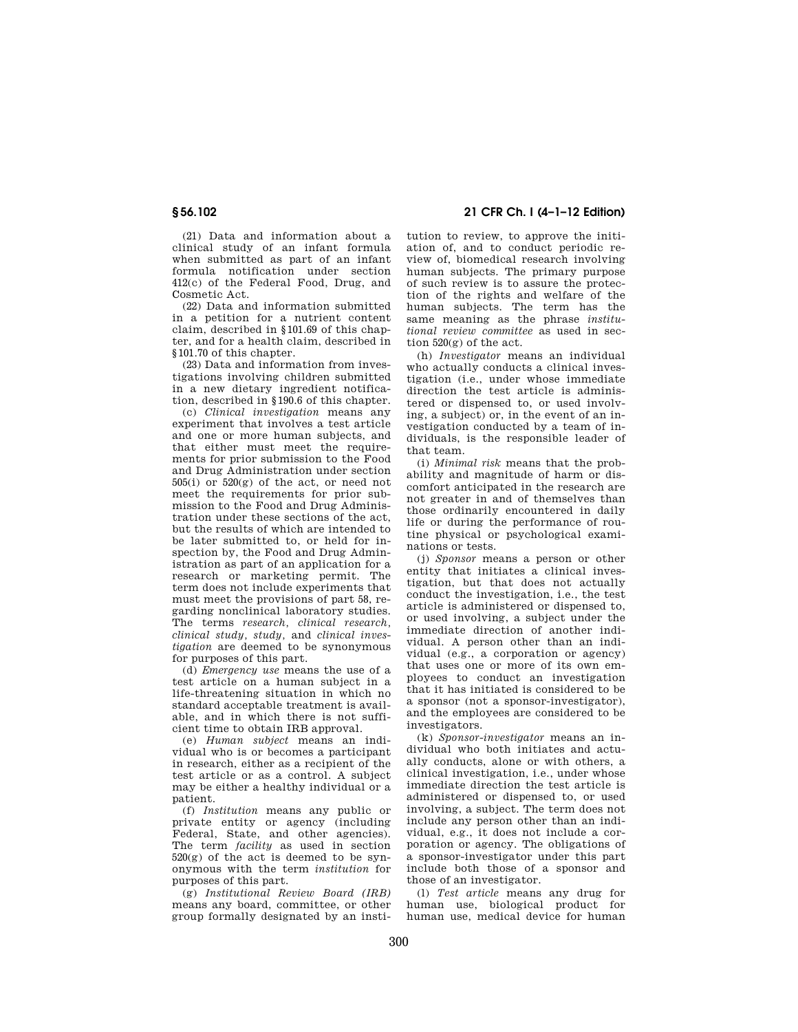(21) Data and information about a clinical study of an infant formula when submitted as part of an infant formula notification under section 412(c) of the Federal Food, Drug, and Cosmetic Act.

(22) Data and information submitted in a petition for a nutrient content claim, described in §101.69 of this chapter, and for a health claim, described in §101.70 of this chapter.

(23) Data and information from investigations involving children submitted in a new dietary ingredient notification, described in §190.6 of this chapter.

(c) *Clinical investigation* means any experiment that involves a test article and one or more human subjects, and that either must meet the requirements for prior submission to the Food and Drug Administration under section 505(i) or 520(g) of the act, or need not meet the requirements for prior submission to the Food and Drug Administration under these sections of the act, but the results of which are intended to be later submitted to, or held for inspection by, the Food and Drug Administration as part of an application for a research or marketing permit. The term does not include experiments that must meet the provisions of part 58, regarding nonclinical laboratory studies. The terms *research*, *clinical research*, *clinical study*, *study*, and *clinical investigation* are deemed to be synonymous for purposes of this part.

(d) *Emergency use* means the use of a test article on a human subject in a life-threatening situation in which no standard acceptable treatment is available, and in which there is not sufficient time to obtain IRB approval.

(e) *Human subject* means an individual who is or becomes a participant in research, either as a recipient of the test article or as a control. A subject may be either a healthy individual or a patient.

(f) *Institution* means any public or private entity or agency (including Federal, State, and other agencies). The term *facility* as used in section 520(g) of the act is deemed to be synonymous with the term *institution* for purposes of this part.

(g) *Institutional Review Board (IRB)* means any board, committee, or other group formally designated by an institution to review, to approve the initiation of, and to conduct periodic review of, biomedical research involving human subjects. The primary purpose of such review is to assure the protection of the rights and welfare of the human subjects. The term has the same meaning as the phrase *institutional review committee* as used in section 520(g) of the act.

(h) *Investigator* means an individual who actually conducts a clinical investigation (i.e., under whose immediate direction the test article is administered or dispensed to, or used involving, a subject) or, in the event of an investigation conducted by a team of individuals, is the responsible leader of that team.

(i) *Minimal risk* means that the probability and magnitude of harm or discomfort anticipated in the research are not greater in and of themselves than those ordinarily encountered in daily life or during the performance of routine physical or psychological examinations or tests.

(j) *Sponsor* means a person or other entity that initiates a clinical investigation, but that does not actually conduct the investigation, i.e., the test article is administered or dispensed to, or used involving, a subject under the immediate direction of another individual. A person other than an individual (e.g., a corporation or agency) that uses one or more of its own employees to conduct an investigation that it has initiated is considered to be a sponsor (not a sponsor-investigator), and the employees are considered to be investigators.

(k) *Sponsor-investigator* means an individual who both initiates and actually conducts, alone or with others, a clinical investigation, i.e., under whose immediate direction the test article is administered or dispensed to, or used involving, a subject. The term does not include any person other than an individual, e.g., it does not include a corporation or agency. The obligations of a sponsor-investigator under this part include both those of a sponsor and those of an investigator.

(l) *Test article* means any drug for human use, biological product for human use, medical device for human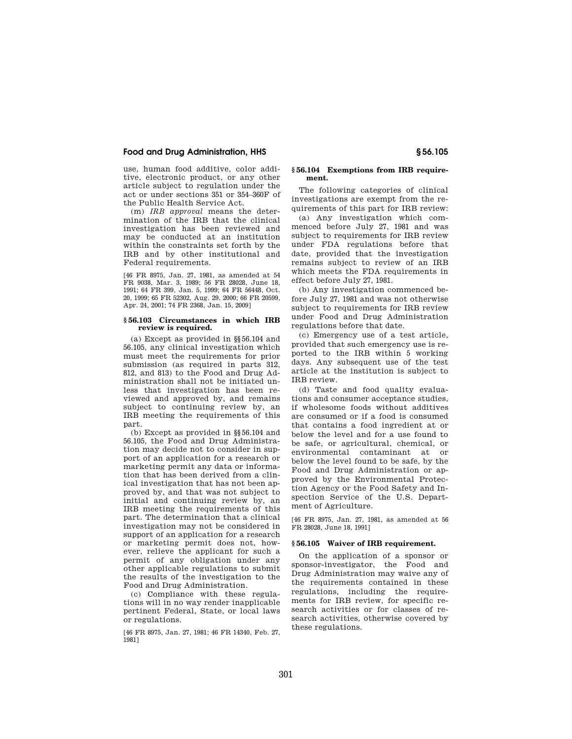use, human food additive, color additive, electronic product, or any other article subject to regulation under the act or under sections 351 or 354–360F of the Public Health Service Act.

(m) *IRB approval* means the determination of the IRB that the clinical investigation has been reviewed and may be conducted at an institution within the constraints set forth by the IRB and by other institutional and Federal requirements.

[46 FR 8975, Jan. 27, 1981, as amended at 54 FR 9038, Mar. 3, 1989; 56 FR 28028, June 18, 1991; 64 FR 399, Jan. 5, 1999; 64 FR 56448, Oct. 20, 1999; 65 FR 52302, Aug. 29, 2000; 66 FR 20599, Apr. 24, 2001; 74 FR 2368, Jan. 15, 2009]

### § 56.103 Circumstances in which IRB review is required.

(a) Except as provided in §§ 56.104 and 56.105, any clinical investigation which must meet the requirements for prior submission (as required in parts 312, 812, and 813) to the Food and Drug Administration shall not be initiated unless that investigation has been reviewed and approved by, and remains subject to continuing review by, an IRB meeting the requirements of this part.

(b) Except as provided in §§ 56.104 and 56.105, the Food and Drug Administration may decide not to consider in support of an application for a research or marketing permit any data or information that has been derived from a clinical investigation that has not been approved by, and that was not subject to initial and continuing review by, an IRB meeting the requirements of this part. The determination that a clinical investigation may not be considered in support of an application for a research or marketing permit does not, however, relieve the applicant for such a permit of any obligation under any other applicable regulations to submit the results of the investigation to the Food and Drug Administration.

(c) Compliance with these regulations will in no way render inapplicable pertinent Federal, State, or local laws or regulations.

[46 FR 8975, Jan. 27, 1981; 46 FR 14340, Feb. 27, 1981]

### § 56.104 Exemptions from IRB requirement.

The following categories of clinical investigations are exempt from the requirements of this part for IRB review:

(a) Any investigation which commenced before July 27, 1981 and was subject to requirements for IRB review under FDA regulations before that date, provided that the investigation remains subject to review of an IRB which meets the FDA requirements in effect before July 27, 1981.

(b) Any investigation commenced before July 27, 1981 and was not otherwise subject to requirements for IRB review under Food and Drug Administration regulations before that date.

(c) Emergency use of a test article, provided that such emergency use is reported to the IRB within 5 working days. Any subsequent use of the test article at the institution is subject to IRB review.

(d) Taste and food quality evaluations and consumer acceptance studies, if wholesome foods without additives are consumed or if a food is consumed that contains a food ingredient at or below the level and for a use found to be safe, or agricultural, chemical, or environmental contaminant at or below the level found to be safe, by the Food and Drug Administration or approved by the Environmental Protection Agency or the Food Safety and Inspection Service of the U.S. Department of Agriculture.

[46 FR 8975, Jan. 27, 1981, as amended at 56 FR 28028, June 18, 1991]

### § 56.105 Waiver of IRB requirement.

On the application of a sponsor or sponsor-investigator, the Food and Drug Administration may waive any of the requirements contained in these regulations, including the requirements for IRB review, for specific research activities or for classes of research activities, otherwise covered by these regulations.